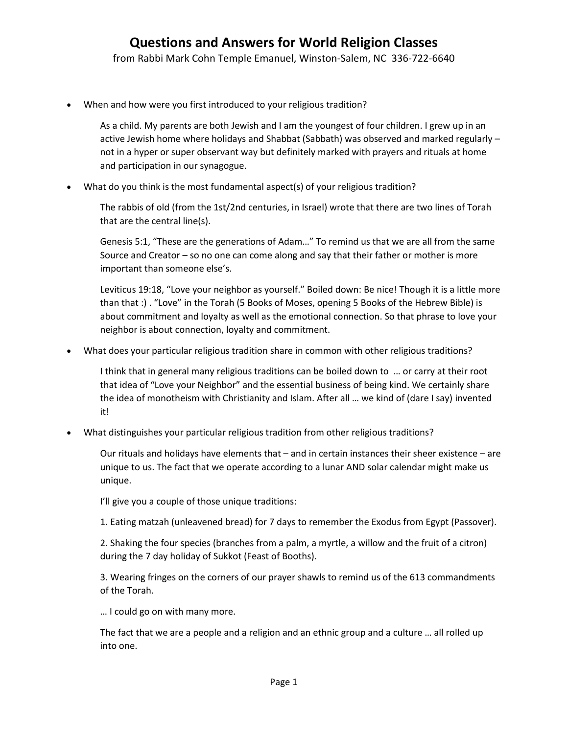# Questions and Answers for World Religion Classes

from Rabbi Mark Cohn Temple Emanuel, Winston-Salem, NC 336-722-6640

- When and how were you first introduced to your religious tradition?

  As a child. My parents are both Jewish and I am the youngest of four children. I grew up in an active Jewish home where holidays and Shabbat (Sabbath) was observed and marked regularly – not in a hyper or super observant way but definitely marked with prayers and rituals at home and participation in our synagogue.

- What do you think is the most fundamental aspect(s) of your religious tradition?

  The rabbis of old (from the 1st/2nd centuries, in Israel) wrote that there are two lines of Torah that are the central line(s).

  Genesis 5:1, "These are the generations of Adam…" To remind us that we are all from the same Source and Creator – so no one can come along and say that their father or mother is more important than someone else's.

  Leviticus 19:18, "Love your neighbor as yourself." Boiled down: Be nice! Though it is a little more than that :) . "Love" in the Torah (5 Books of Moses, opening 5 Books of the Hebrew Bible) is about commitment and loyalty as well as the emotional connection. So that phrase to love your neighbor is about connection, loyalty and commitment.

- What does your particular religious tradition share in common with other religious traditions?

  I think that in general many religious traditions can be boiled down to … or carry at their root that idea of "Love your Neighbor" and the essential business of being kind. We certainly share the idea of monotheism with Christianity and Islam. After all … we kind of (dare I say) invented it!

- What distinguishes your particular religious tradition from other religious traditions?

  Our rituals and holidays have elements that – and in certain instances their sheer existence – are unique to us. The fact that we operate according to a lunar AND solar calendar might make us unique.

  I'll give you a couple of those unique traditions:

  1. Eating matzah (unleavened bread) for 7 days to remember the Exodus from Egypt (Passover).

  2. Shaking the four species (branches from a palm, a myrtle, a willow and the fruit of a citron) during the 7 day holiday of Sukkot (Feast of Booths).

  3. Wearing fringes on the corners of our prayer shawls to remind us of the 613 commandments of the Torah.

  … I could go on with many more.

  The fact that we are a people and a religion and an ethnic group and a culture … all rolled up into one.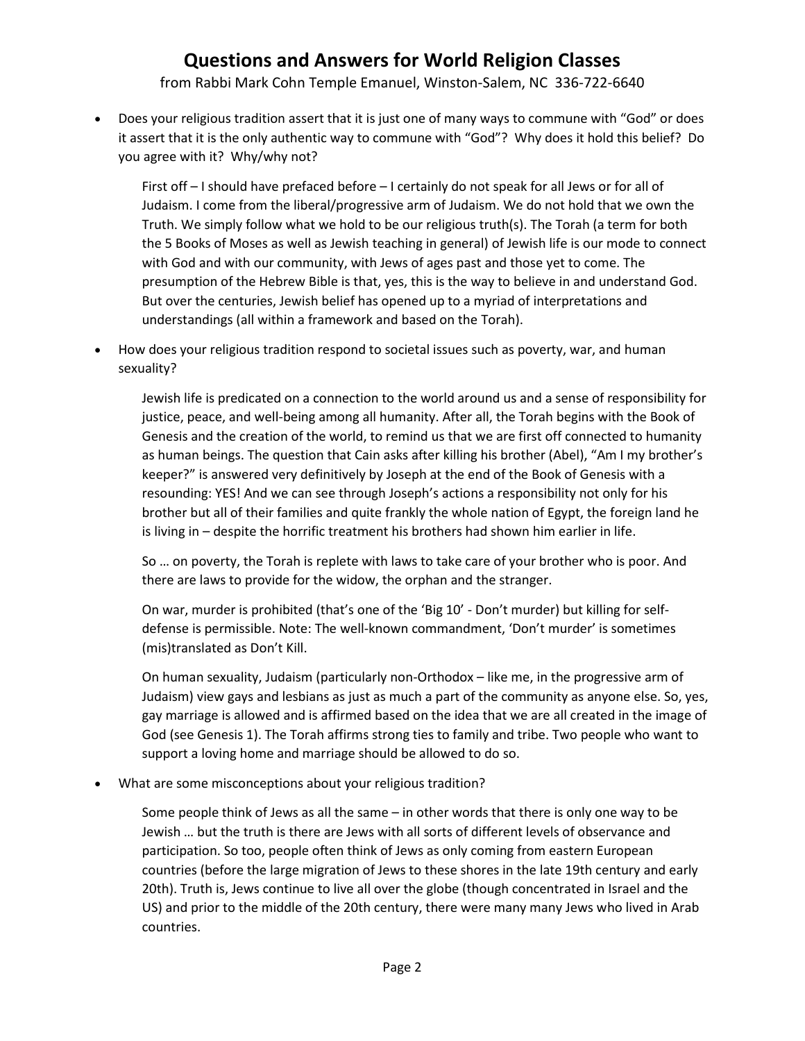# Questions and Answers for World Religion Classes

from Rabbi Mark Cohn Temple Emanuel, Winston-Salem, NC 336-722-6640

- Does your religious tradition assert that it is just one of many ways to commune with "God" or does it assert that it is the only authentic way to commune with "God"? Why does it hold this belief? Do you agree with it? Why/why not?

  First off – I should have prefaced before – I certainly do not speak for all Jews or for all of Judaism. I come from the liberal/progressive arm of Judaism. We do not hold that we own the Truth. We simply follow what we hold to be our religious truth(s). The Torah (a term for both the 5 Books of Moses as well as Jewish teaching in general) of Jewish life is our mode to connect with God and with our community, with Jews of ages past and those yet to come. The presumption of the Hebrew Bible is that, yes, this is the way to believe in and understand God. But over the centuries, Jewish belief has opened up to a myriad of interpretations and understandings (all within a framework and based on the Torah).

- How does your religious tradition respond to societal issues such as poverty, war, and human sexuality?

  Jewish life is predicated on a connection to the world around us and a sense of responsibility for justice, peace, and well-being among all humanity. After all, the Torah begins with the Book of Genesis and the creation of the world, to remind us that we are first off connected to humanity as human beings. The question that Cain asks after killing his brother (Abel), "Am I my brother's keeper?" is answered very definitively by Joseph at the end of the Book of Genesis with a resounding: YES! And we can see through Joseph's actions a responsibility not only for his brother but all of their families and quite frankly the whole nation of Egypt, the foreign land he is living in – despite the horrific treatment his brothers had shown him earlier in life.

  So … on poverty, the Torah is replete with laws to take care of your brother who is poor. And there are laws to provide for the widow, the orphan and the stranger.

  On war, murder is prohibited (that's one of the 'Big 10' - Don't murder) but killing for self-defense is permissible. Note: The well-known commandment, 'Don't murder' is sometimes (mis)translated as Don't Kill.

  On human sexuality, Judaism (particularly non-Orthodox – like me, in the progressive arm of Judaism) view gays and lesbians as just as much a part of the community as anyone else. So, yes, gay marriage is allowed and is affirmed based on the idea that we are all created in the image of God (see Genesis 1). The Torah affirms strong ties to family and tribe. Two people who want to support a loving home and marriage should be allowed to do so.

- What are some misconceptions about your religious tradition?

  Some people think of Jews as all the same – in other words that there is only one way to be Jewish … but the truth is there are Jews with all sorts of different levels of observance and participation. So too, people often think of Jews as only coming from eastern European countries (before the large migration of Jews to these shores in the late 19th century and early 20th). Truth is, Jews continue to live all over the globe (though concentrated in Israel and the US) and prior to the middle of the 20th century, there were many many Jews who lived in Arab countries.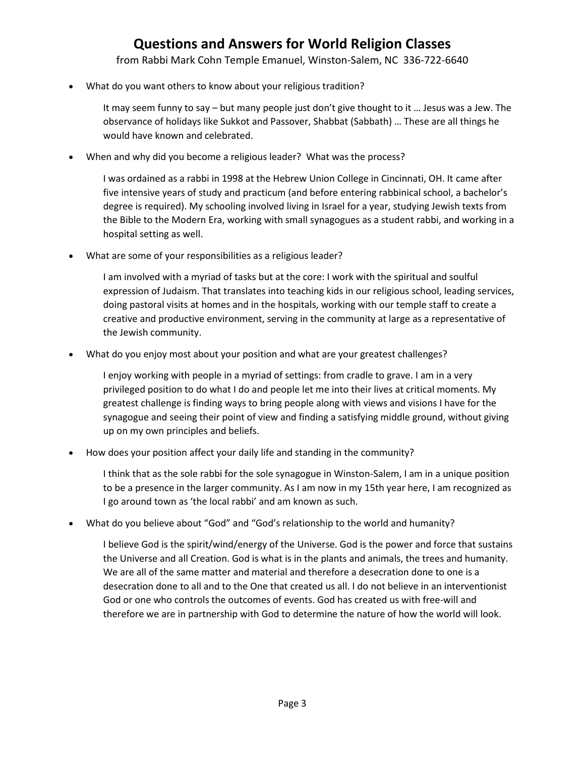# Questions and Answers for World Religion Classes

from Rabbi Mark Cohn Temple Emanuel, Winston-Salem, NC 336-722-6640

- What do you want others to know about your religious tradition?

    It may seem funny to say – but many people just don't give thought to it … Jesus was a Jew. The observance of holidays like Sukkot and Passover, Shabbat (Sabbath) … These are all things he would have known and celebrated.

- When and why did you become a religious leader? What was the process?

    I was ordained as a rabbi in 1998 at the Hebrew Union College in Cincinnati, OH. It came after five intensive years of study and practicum (and before entering rabbinical school, a bachelor's degree is required). My schooling involved living in Israel for a year, studying Jewish texts from the Bible to the Modern Era, working with small synagogues as a student rabbi, and working in a hospital setting as well.

- What are some of your responsibilities as a religious leader?

    I am involved with a myriad of tasks but at the core: I work with the spiritual and soulful expression of Judaism. That translates into teaching kids in our religious school, leading services, doing pastoral visits at homes and in the hospitals, working with our temple staff to create a creative and productive environment, serving in the community at large as a representative of the Jewish community.

- What do you enjoy most about your position and what are your greatest challenges?

    I enjoy working with people in a myriad of settings: from cradle to grave. I am in a very privileged position to do what I do and people let me into their lives at critical moments. My greatest challenge is finding ways to bring people along with views and visions I have for the synagogue and seeing their point of view and finding a satisfying middle ground, without giving up on my own principles and beliefs.

- How does your position affect your daily life and standing in the community?

    I think that as the sole rabbi for the sole synagogue in Winston-Salem, I am in a unique position to be a presence in the larger community. As I am now in my 15th year here, I am recognized as I go around town as 'the local rabbi' and am known as such.

- What do you believe about "God" and "God's relationship to the world and humanity?

    I believe God is the spirit/wind/energy of the Universe. God is the power and force that sustains the Universe and all Creation. God is what is in the plants and animals, the trees and humanity. We are all of the same matter and material and therefore a desecration done to one is a desecration done to all and to the One that created us all. I do not believe in an interventionist God or one who controls the outcomes of events. God has created us with free-will and therefore we are in partnership with God to determine the nature of how the world will look.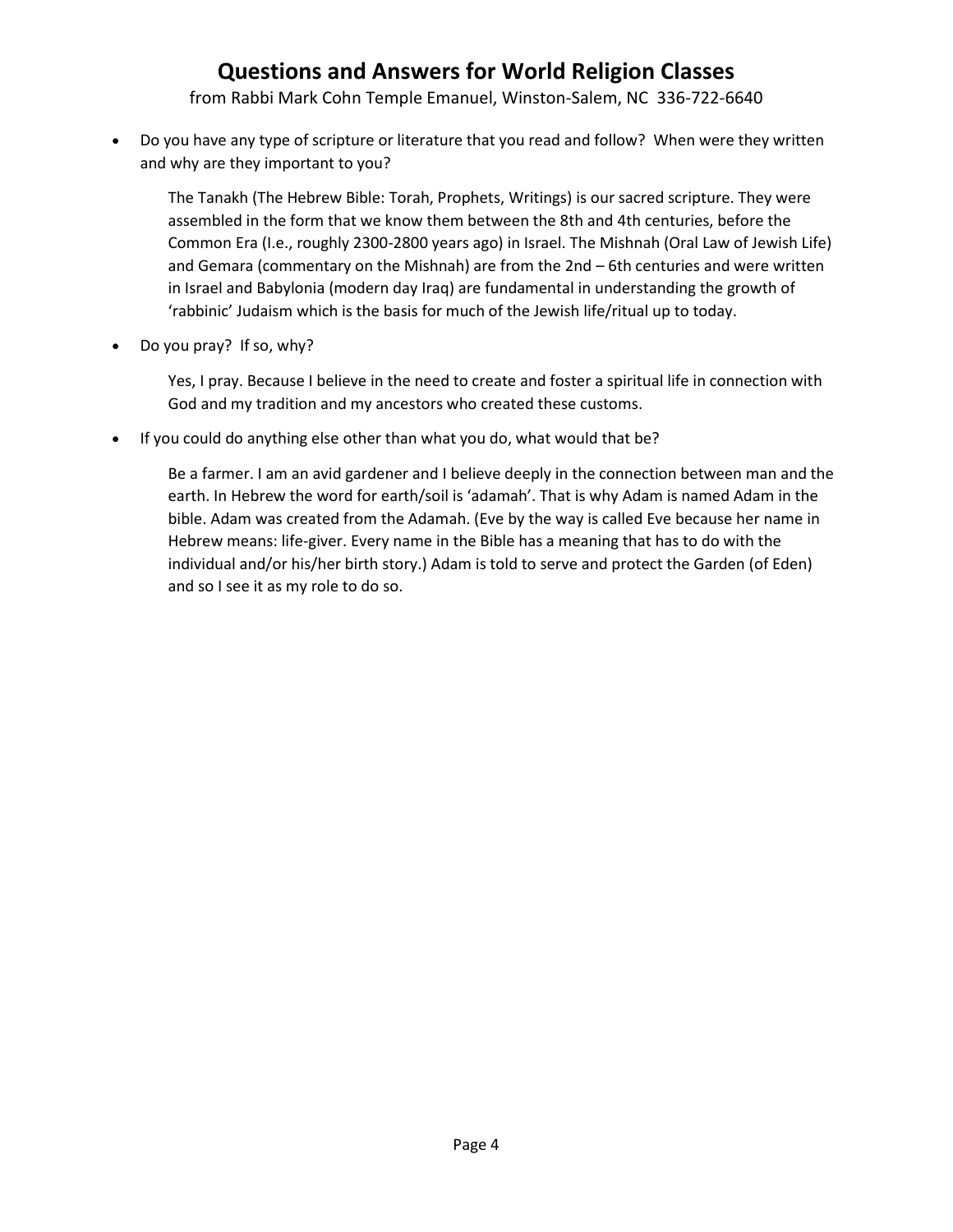# Questions and Answers for World Religion Classes

from Rabbi Mark Cohn Temple Emanuel, Winston-Salem, NC 336-722-6640

- Do you have any type of scripture or literature that you read and follow? When were they written and why are they important to you?

  The Tanakh (The Hebrew Bible: Torah, Prophets, Writings) is our sacred scripture. They were assembled in the form that we know them between the 8th and 4th centuries, before the Common Era (I.e., roughly 2300-2800 years ago) in Israel. The Mishnah (Oral Law of Jewish Life) and Gemara (commentary on the Mishnah) are from the 2nd – 6th centuries and were written in Israel and Babylonia (modern day Iraq) are fundamental in understanding the growth of 'rabbinic' Judaism which is the basis for much of the Jewish life/ritual up to today.

- Do you pray? If so, why?

  Yes, I pray. Because I believe in the need to create and foster a spiritual life in connection with God and my tradition and my ancestors who created these customs.

- If you could do anything else other than what you do, what would that be?

  Be a farmer. I am an avid gardener and I believe deeply in the connection between man and the earth. In Hebrew the word for earth/soil is 'adamah'. That is why Adam is named Adam in the bible. Adam was created from the Adamah. (Eve by the way is called Eve because her name in Hebrew means: life-giver. Every name in the Bible has a meaning that has to do with the individual and/or his/her birth story.) Adam is told to serve and protect the Garden (of Eden) and so I see it as my role to do so.